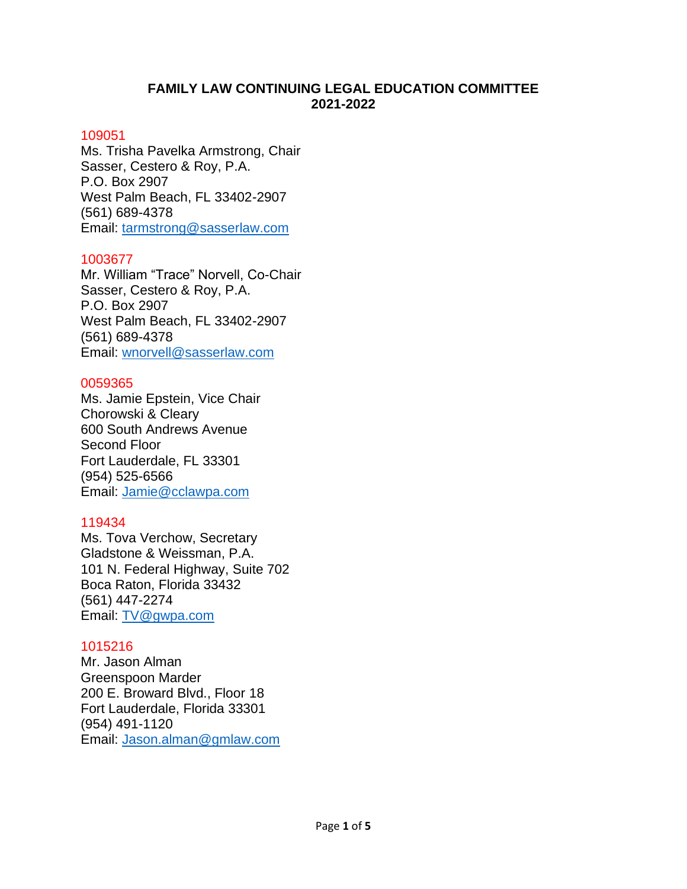# FAMILY LAW CONTINUING LEGAL EDUCATION COMMITTEE
# 2021-2022

109051
Ms. Trisha Pavelka Armstrong, Chair
Sasser, Cestero & Roy, P.A.
P.O. Box 2907
West Palm Beach, FL 33402-2907
(561) 689-4378
Email: tarmstrong@sasserlaw.com

1003677
Mr. William “Trace” Norvell, Co-Chair
Sasser, Cestero & Roy, P.A.
P.O. Box 2907
West Palm Beach, FL 33402-2907
(561) 689-4378
Email: wnorvell@sasserlaw.com

0059365
Ms. Jamie Epstein, Vice Chair
Chorowski & Cleary
600 South Andrews Avenue
Second Floor
Fort Lauderdale, FL 33301
(954) 525-6566
Email: Jamie@cclawpa.com

119434
Ms. Tova Verchow, Secretary
Gladstone & Weissman, P.A.
101 N. Federal Highway, Suite 702
Boca Raton, Florida 33432
(561) 447-2274
Email: TV@gwpa.com

1015216
Mr. Jason Alman
Greenspoon Marder
200 E. Broward Blvd., Floor 18
Fort Lauderdale, Florida 33301
(954) 491-1120
Email: Jason.alman@gmlaw.com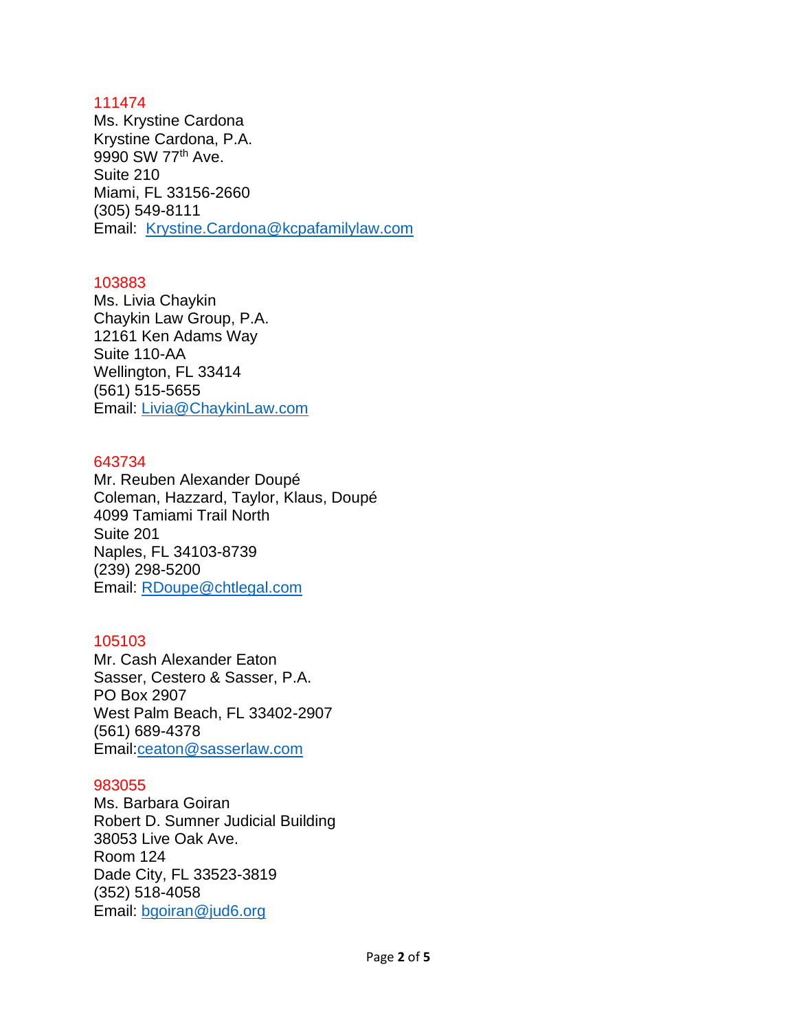111474
Ms. Krystine Cardona
Krystine Cardona, P.A.
9990 SW 77th Ave.
Suite 210
Miami, FL 33156-2660
(305) 549-8111
Email: Krystine.Cardona@kcpafamilylaw.com

103883
Ms. Livia Chaykin
Chaykin Law Group, P.A.
12161 Ken Adams Way
Suite 110-AA
Wellington, FL 33414
(561) 515-5655
Email: Livia@ChaykinLaw.com

643734
Mr. Reuben Alexander Doupé
Coleman, Hazzard, Taylor, Klaus, Doupé
4099 Tamiami Trail North
Suite 201
Naples, FL 34103-8739
(239) 298-5200
Email: RDoupe@chtlegal.com

105103
Mr. Cash Alexander Eaton
Sasser, Cestero & Sasser, P.A.
PO Box 2907
West Palm Beach, FL 33402-2907
(561) 689-4378
Email:ceaton@sasserlaw.com

983055
Ms. Barbara Goiran
Robert D. Sumner Judicial Building
38053 Live Oak Ave.
Room 124
Dade City, FL 33523-3819
(352) 518-4058
Email: bgoiran@jud6.org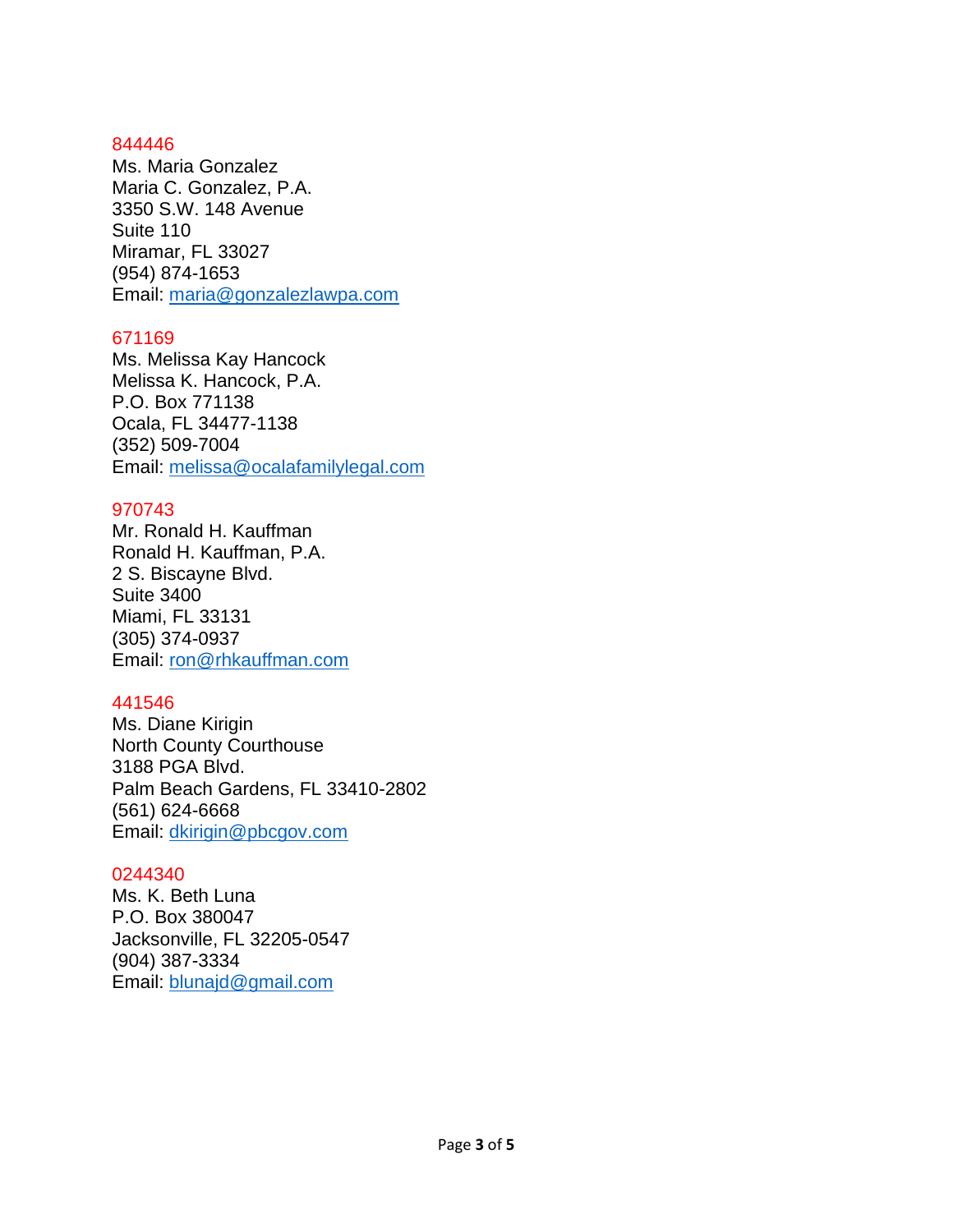844446
Ms. Maria Gonzalez
Maria C. Gonzalez, P.A.
3350 S.W. 148 Avenue
Suite 110
Miramar, FL 33027
(954) 874-1653
Email: maria@gonzalezlawpa.com

671169
Ms. Melissa Kay Hancock
Melissa K. Hancock, P.A.
P.O. Box 771138
Ocala, FL 34477-1138
(352) 509-7004
Email: melissa@ocalafamilylegal.com

970743
Mr. Ronald H. Kauffman
Ronald H. Kauffman, P.A.
2 S. Biscayne Blvd.
Suite 3400
Miami, FL 33131
(305) 374-0937
Email: ron@rhkauffman.com

441546
Ms. Diane Kirigin
North County Courthouse
3188 PGA Blvd.
Palm Beach Gardens, FL 33410-2802
(561) 624-6668
Email: dkirigin@pbcgov.com

0244340
Ms. K. Beth Luna
P.O. Box 380047
Jacksonville, FL 32205-0547
(904) 387-3334
Email: blunajd@gmail.com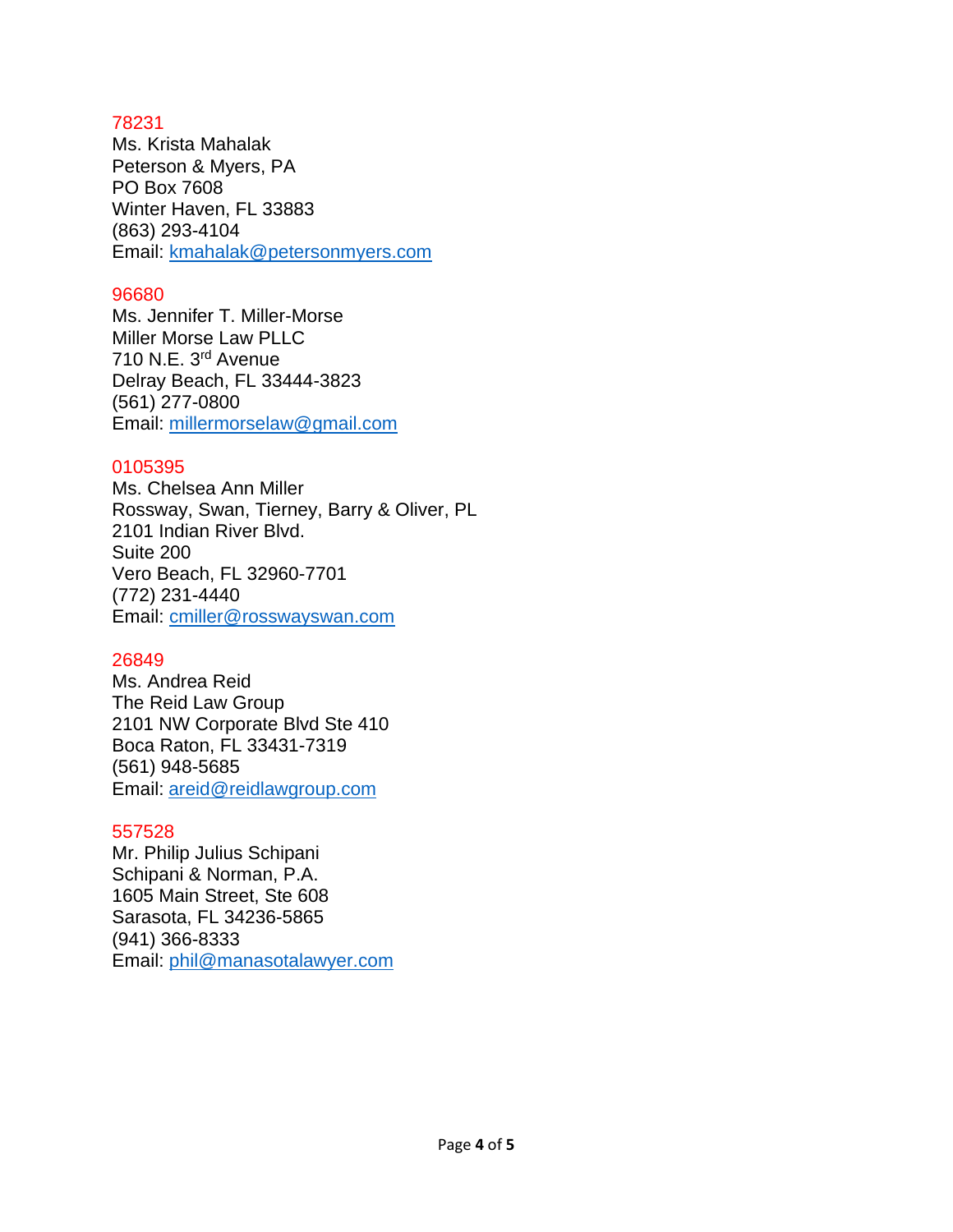78231
Ms. Krista Mahalak
Peterson & Myers, PA
PO Box 7608
Winter Haven, FL 33883
(863) 293-4104
Email: kmahalak@petersonmyers.com

96680
Ms. Jennifer T. Miller-Morse
Miller Morse Law PLLC
710 N.E. 3rd Avenue
Delray Beach, FL 33444-3823
(561) 277-0800
Email: millermorselaw@gmail.com

0105395
Ms. Chelsea Ann Miller
Rossway, Swan, Tierney, Barry & Oliver, PL
2101 Indian River Blvd.
Suite 200
Vero Beach, FL 32960-7701
(772) 231-4440
Email: cmiller@rosswayswan.com

26849
Ms. Andrea Reid
The Reid Law Group
2101 NW Corporate Blvd Ste 410
Boca Raton, FL 33431-7319
(561) 948-5685
Email: areid@reidlawgroup.com

557528
Mr. Philip Julius Schipani
Schipani & Norman, P.A.
1605 Main Street, Ste 608
Sarasota, FL 34236-5865
(941) 366-8333
Email: phil@manasotalawyer.com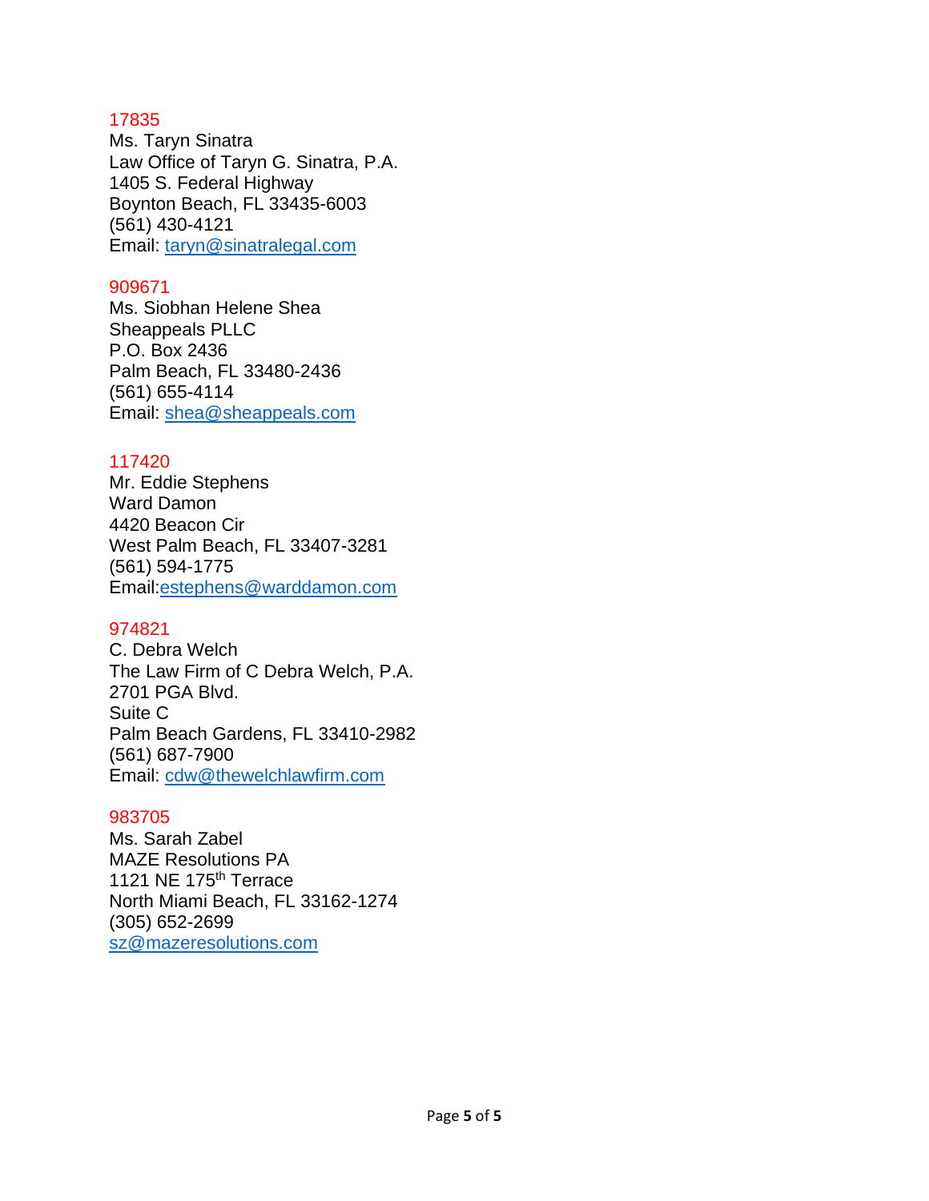17835
Ms. Taryn Sinatra
Law Office of Taryn G. Sinatra, P.A.
1405 S. Federal Highway
Boynton Beach, FL 33435-6003
(561) 430-4121
Email: taryn@sinatralegal.com

909671
Ms. Siobhan Helene Shea
Sheappeals PLLC
P.O. Box 2436
Palm Beach, FL 33480-2436
(561) 655-4114
Email: shea@sheappeals.com

117420
Mr. Eddie Stephens
Ward Damon
4420 Beacon Cir
West Palm Beach, FL 33407-3281
(561) 594-1775
Email:estephens@warddamon.com

974821
C. Debra Welch
The Law Firm of C Debra Welch, P.A.
2701 PGA Blvd.
Suite C
Palm Beach Gardens, FL 33410-2982
(561) 687-7900
Email: cdw@thewelchlawfirm.com

983705
Ms. Sarah Zabel
MAZE Resolutions PA
1121 NE 175th Terrace
North Miami Beach, FL 33162-1274
(305) 652-2699
sz@mazeresolutions.com